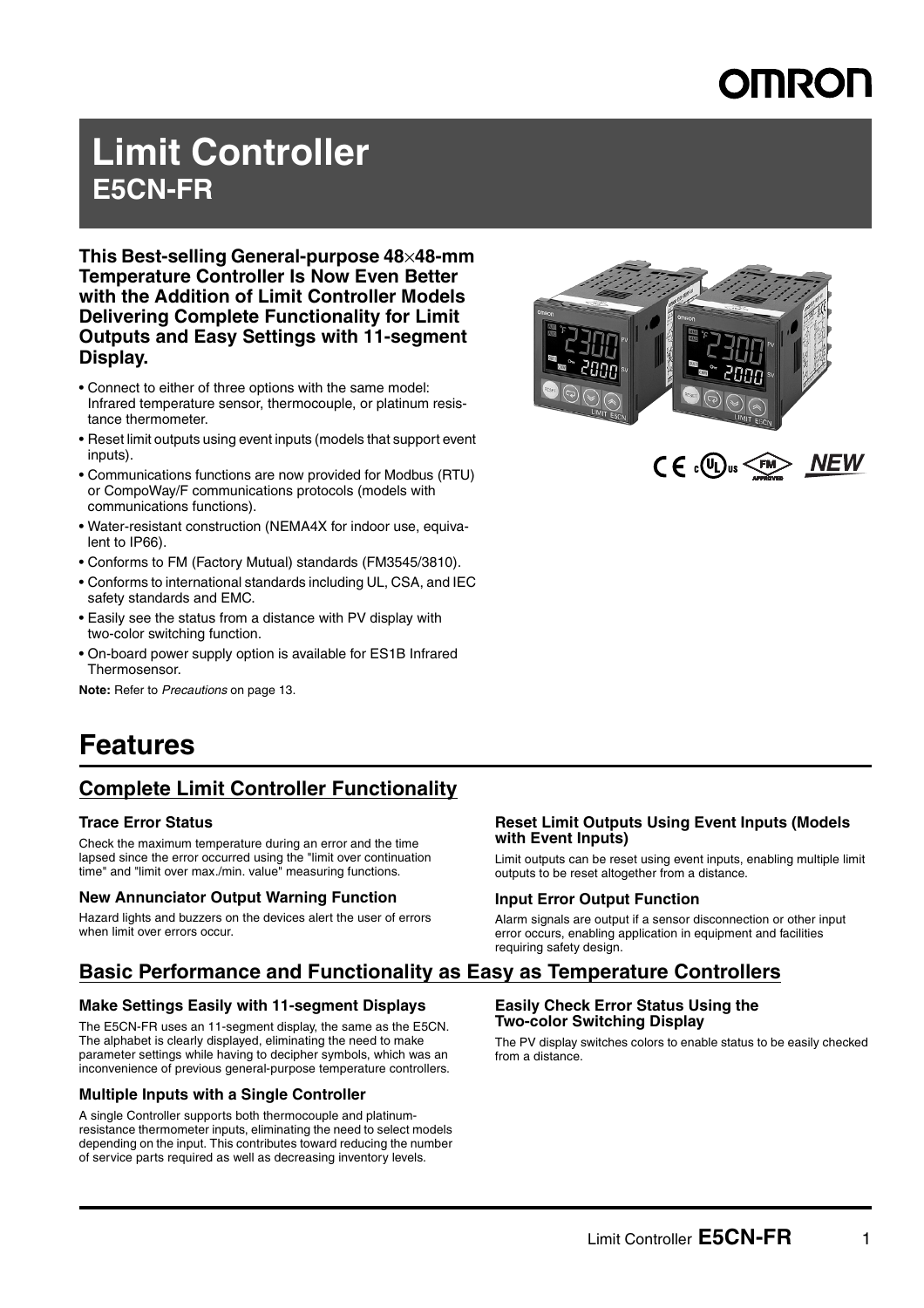# Limit Controller
## E5CN-FR

**This Best-selling General-purpose 48×48-mm Temperature Controller Is Now Even Better with the Addition of Limit Controller Models Delivering Complete Functionality for Limit Outputs and Easy Settings with 11-segment Display.**

- Connect to either of three options with the same model: Infrared temperature sensor, thermocouple, or platinum resistance thermometer.
- Reset limit outputs using event inputs (models that support event inputs).
- Communications functions are now provided for Modbus (RTU) or CompoWay/F communications protocols (models with communications functions).
- Water-resistant construction (NEMA4X for indoor use, equivalent to IP66).
- Conforms to FM (Factory Mutual) standards (FM3545/3810).
- Conforms to international standards including UL, CSA, and IEC safety standards and EMC.
- Easily see the status from a distance with PV display with two-color switching function.
- On-board power supply option is available for ES1B Infrared Thermosensor.

**Note:** Refer to *Precautions* on page 13.

NEW

# Features

## Complete Limit Controller Functionality

### Trace Error Status

Check the maximum temperature during an error and the time lapsed since the error occurred using the "limit over continuation time" and "limit over max./min. value" measuring functions.

### New Annunciator Output Warning Function

Hazard lights and buzzers on the devices alert the user of errors when limit over errors occur.

### Reset Limit Outputs Using Event Inputs (Models with Event Inputs)

Limit outputs can be reset using event inputs, enabling multiple limit outputs to be reset altogether from a distance.

### Input Error Output Function

Alarm signals are output if a sensor disconnection or other input error occurs, enabling application in equipment and facilities requiring safety design.

## Basic Performance and Functionality as Easy as Temperature Controllers

### Make Settings Easily with 11-segment Displays

The E5CN-FR uses an 11-segment display, the same as the E5CN. The alphabet is clearly displayed, eliminating the need to make parameter settings while having to decipher symbols, which was an inconvenience of previous general-purpose temperature controllers.

### Multiple Inputs with a Single Controller

A single Controller supports both thermocouple and platinum-resistance thermometer inputs, eliminating the need to select models depending on the input. This contributes toward reducing the number of service parts required as well as decreasing inventory levels.

### Easily Check Error Status Using the Two-color Switching Display

The PV display switches colors to enable status to be easily checked from a distance.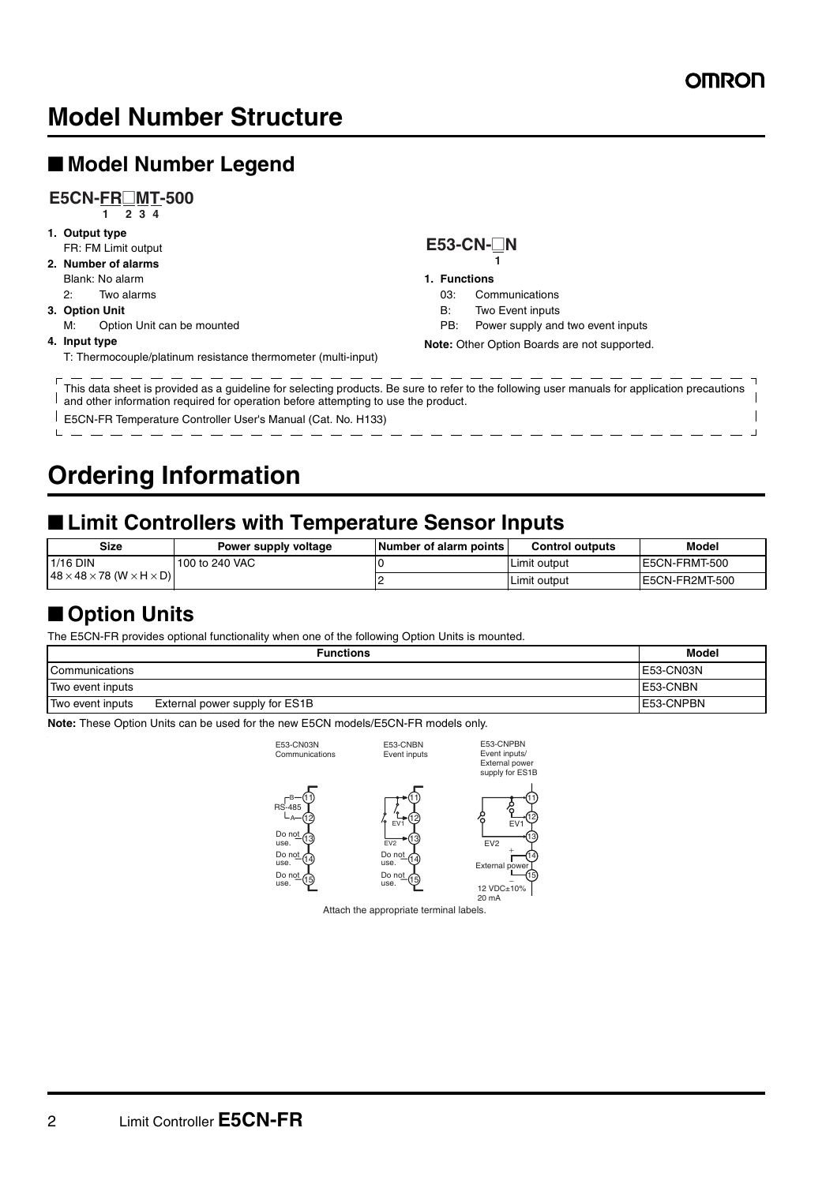# Model Number Structure

## ■ Model Number Legend

**E5CN-FR□MT-500**
1 2 3 4

**1. Output type**
FR: FM Limit output

**2. Number of alarms**
Blank: No alarm
2: Two alarms

**3. Option Unit**
M: Option Unit can be mounted

**4. Input type**
T: Thermocouple/platinum resistance thermometer (multi-input)

**E53-CN-□N**
1

**1. Functions**
03: Communications
B: Two Event inputs
PB: Power supply and two event inputs

**Note:** Other Option Boards are not supported.

This data sheet is provided as a guideline for selecting products. Be sure to refer to the following user manuals for application precautions and other information required for operation before attempting to use the product.
E5CN-FR Temperature Controller User's Manual (Cat. No. H133)

# Ordering Information

## ■ Limit Controllers with Temperature Sensor Inputs

| Size | Power supply voltage | Number of alarm points | Control outputs | Model |
|---|---|---|---|---|
| 1/16 DIN $48 \times 48 \times 78$ (W × H × D) | 100 to 240 VAC | 0 | Limit output | E5CN-FRMT-500 |
| | | 2 | Limit output | E5CN-FR2MT-500 |

## ■ Option Units

The E5CN-FR provides optional functionality when one of the following Option Units is mounted.

| Functions | Model |
|---|---|
| Communications | E53-CN03N |
| Two event inputs | E53-CNBN |
| Two event inputs    External power supply for ES1B | E53-CNPBN |

**Note:** These Option Units can be used for the new E5CN models/E5CN-FR models only.

E53-CN03N Communications: 11 B, 12 A (RS-485); 13 Do not use.; 14 Do not use.; 15 Do not use.

E53-CNBN Event inputs: 11, 12 EV1; 13 EV2; 14 Do not use.; 15 Do not use.

E53-CNPBN Event inputs/External power supply for ES1B: 11, 12 EV1; 13 EV2; 14 +, 15 − External power 12 VDC±10% 20 mA

Attach the appropriate terminal labels.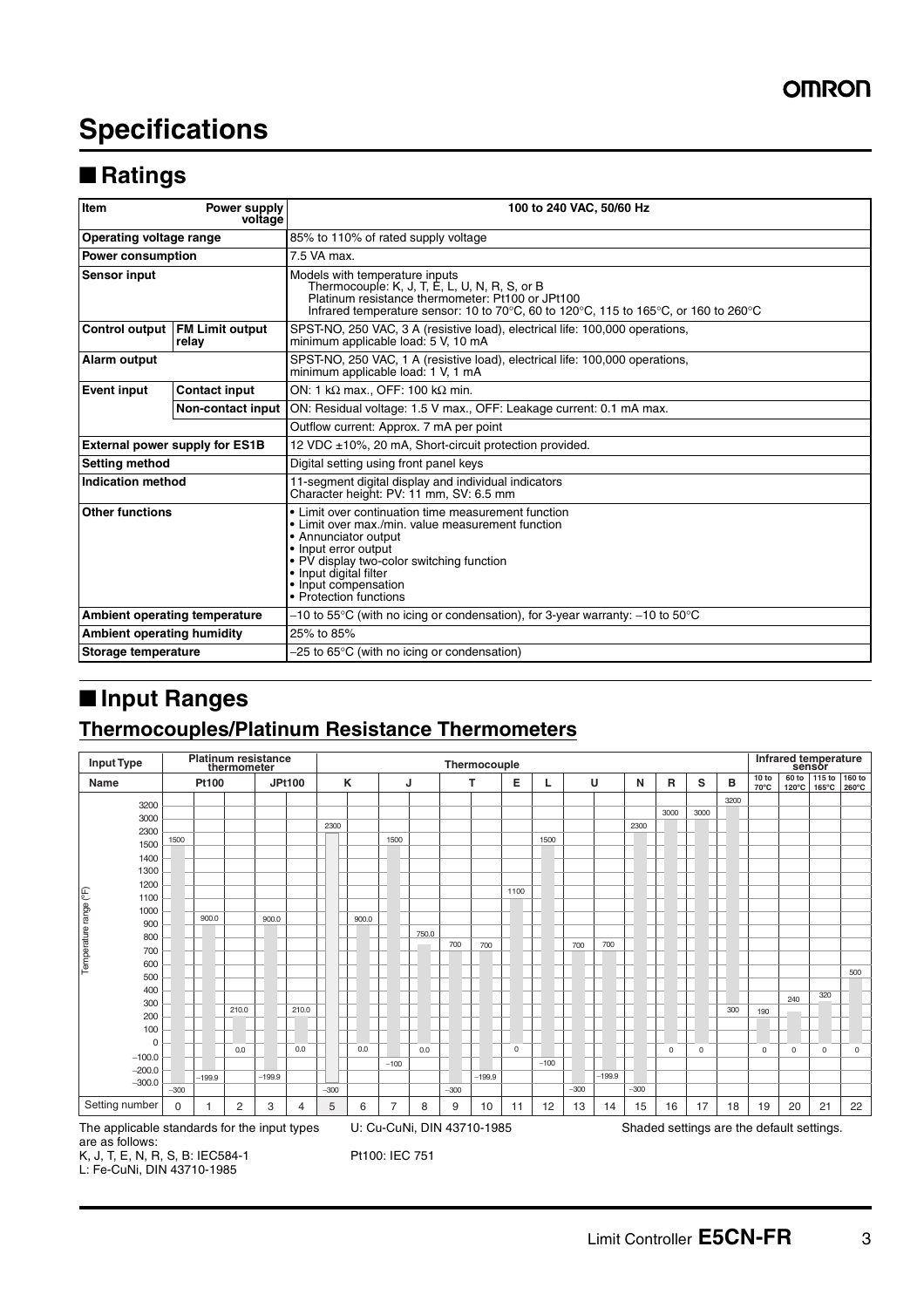# Specifications

## ■ Ratings

| Item | | 100 to 240 VAC, 50/60 Hz |
|---|---|---|
| Item | Power supply voltage | 100 to 240 VAC, 50/60 Hz |
| Operating voltage range | | 85% to 110% of rated supply voltage |
| Power consumption | | 7.5 VA max. |
| Sensor input | | Models with temperature inputs<br>Thermocouple: K, J, T, E, L, U, N, R, S, or B<br>Platinum resistance thermometer: Pt100 or JPt100<br>Infrared temperature sensor: 10 to 70°C, 60 to 120°C, 115 to 165°C, or 160 to 260°C |
| Control output | FM Limit output relay | SPST-NO, 250 VAC, 3 A (resistive load), electrical life: 100,000 operations, minimum applicable load: 5 V, 10 mA |
| Alarm output | | SPST-NO, 250 VAC, 1 A (resistive load), electrical life: 100,000 operations, minimum applicable load: 1 V, 1 mA |
| Event input | Contact input | ON: 1 kΩ max., OFF: 100 kΩ min. |
| | Non-contact input | ON: Residual voltage: 1.5 V max., OFF: Leakage current: 0.1 mA max. |
| | | Outflow current: Approx. 7 mA per point |
| External power supply for ES1B | | 12 VDC ±10%, 20 mA, Short-circuit protection provided. |
| Setting method | | Digital setting using front panel keys |
| Indication method | | 11-segment digital display and individual indicators<br>Character height: PV: 11 mm, SV: 6.5 mm |
| Other functions | | • Limit over continuation time measurement function<br>• Limit over max./min. value measurement function<br>• Annunciator output<br>• Input error output<br>• PV display two-color switching function<br>• Input digital filter<br>• Input compensation<br>• Protection functions |
| Ambient operating temperature | | −10 to 55°C (with no icing or condensation), for 3-year warranty: −10 to 50°C |
| Ambient operating humidity | | 25% to 85% |
| Storage temperature | | −25 to 65°C (with no icing or condensation) |

## ■ Input Ranges

### Thermocouples/Platinum Resistance Thermometers

| Input Type | Platinum resistance thermometer | | | | Thermocouple | | | | | | | | | | | | | | Infrared temperature sensor | | | |
|---|---|---|---|---|---|---|---|---|---|---|---|---|---|---|---|---|---|---|---|---|---|---|
| Name | Pt100 | | | JPt100 | | K | | J | | T | | E | L | U | | N | R | S | B | 10 to 70°C | 60 to 120°C | 115 to 165°C | 160 to 260°C |
| Temperature range (°F) max. | 1500 | 900.0 | 210.0 | 900.0 | 210.0 | 2300 | 900.0 | 1500 | 750.0 | 700 | 700 | 1100 | 1500 | 700 | 700 | 2300 | 3000 | 3000 | 3200 | 190 | 240 | 320 | 500 |
| Temperature range (°F) min. | −300 | −199.9 | 0.0 | −199.9 | 0.0 | −300 | 0.0 | −100 | 0.0 | −300 | −199.9 | 0 | −100 | −300 | −199.9 | −300 | 0 | 0 | 300 | 0 | 0 | 0 | 0 |
| Setting number | 0 | 1 | 2 | 3 | 4 | 5 | 6 | 7 | 8 | 9 | 10 | 11 | 12 | 13 | 14 | 15 | 16 | 17 | 18 | 19 | 20 | 21 | 22 |

The applicable standards for the input types are as follows:
K, J, T, E, N, R, S, B: IEC584-1
L: Fe-CuNi, DIN 43710-1985
U: Cu-CuNi, DIN 43710-1985
Pt100: IEC 751

Shaded settings are the default settings.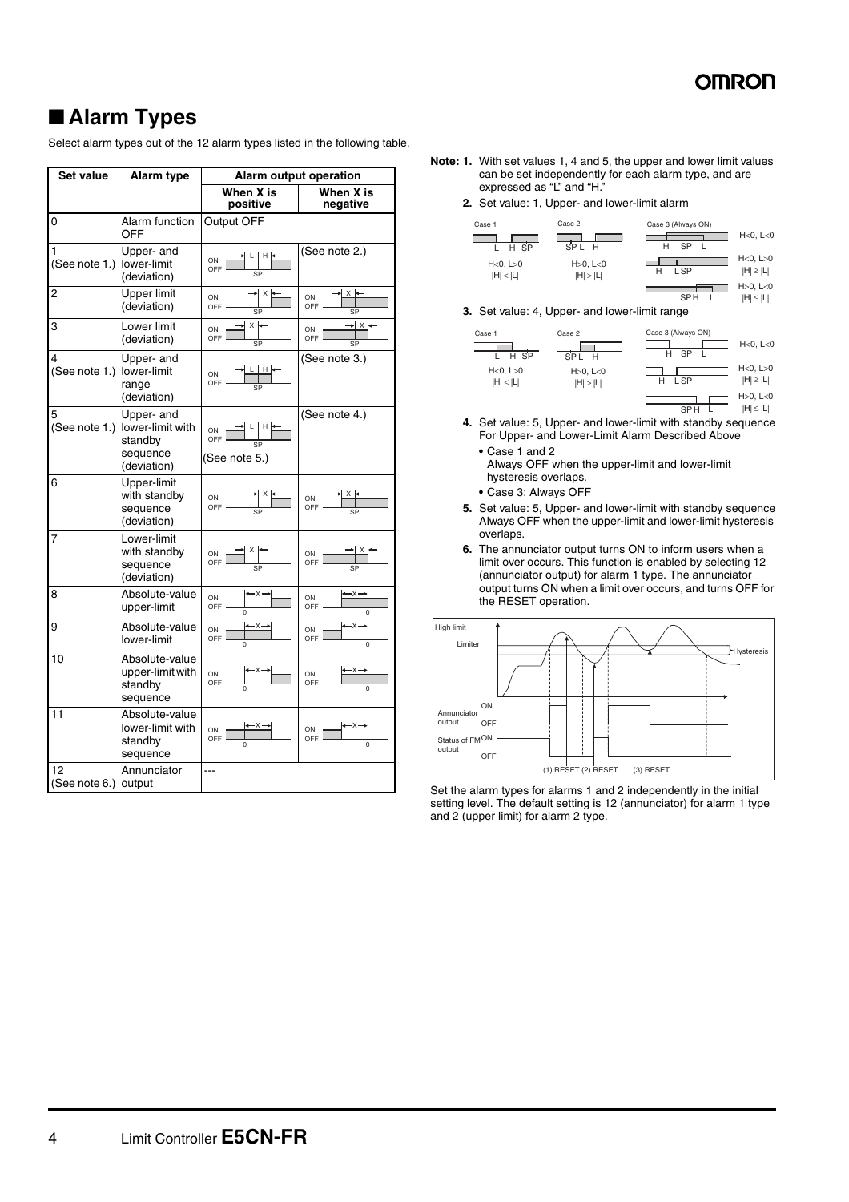## ■ Alarm Types

Select alarm types out of the 12 alarm types listed in the following table.

| Set value | Alarm type | Alarm output operation | |
|---|---|---|---|
| | | When X is positive | When X is negative |
| 0 | Alarm function OFF | Output OFF | |
| 1 (See note 1.) | Upper- and lower-limit (deviation) | | (See note 2.) |
| 2 | Upper limit (deviation) | | |
| 3 | Lower limit (deviation) | | |
| 4 (See note 1.) | Upper- and lower-limit range (deviation) | | (See note 3.) |
| 5 (See note 1.) | Upper- and lower-limit with standby sequence (deviation) | (See note 5.) | (See note 4.) |
| 6 | Upper-limit with standby sequence (deviation) | | |
| 7 | Lower-limit with standby sequence (deviation) | | |
| 8 | Absolute-value upper-limit | | |
| 9 | Absolute-value lower-limit | | |
| 10 | Absolute-value upper-limit with standby sequence | | |
| 11 | Absolute-value lower-limit with standby sequence | | |
| 12 (See note 6.) | Annunciator output | --- | |

**Note: 1.** With set values 1, 4 and 5, the upper and lower limit values can be set independently for each alarm type, and are expressed as "L" and "H."

**2.** Set value: 1, Upper- and lower-limit alarm

Case 1: $H<0, L>0$, $|H| < |L|$
Case 2: $H>0, L<0$, $|H| > |L|$
Case 3 (Always ON): $H<0, L<0$; $H<0, L>0$, $|H| \geq |L|$; $H>0, L<0$, $|H| \leq |L|$

**3.** Set value: 4, Upper- and lower-limit range

Case 1: $H<0, L>0$, $|H| < |L|$
Case 2: $H>0, L<0$, $|H| > |L|$
Case 3 (Always ON): $H<0, L<0$; $H<0, L>0$, $|H| \geq |L|$; $H>0, L<0$, $|H| \leq |L|$

**4.** Set value: 5, Upper- and lower-limit with standby sequence
For Upper- and Lower-Limit Alarm Described Above

- Case 1 and 2
  Always OFF when the upper-limit and lower-limit hysteresis overlaps.
- Case 3: Always OFF

**5.** Set value: 5, Upper- and lower-limit with standby sequence
Always OFF when the upper-limit and lower-limit hysteresis overlaps.

**6.** The annunciator output turns ON to inform users when a limit over occurs. This function is enabled by selecting 12 (annunciator output) for alarm 1 type. The annunciator output turns ON when a limit over occurs, and turns OFF for the RESET operation.

Set the alarm types for alarms 1 and 2 independently in the initial setting level. The default setting is 12 (annunciator) for alarm 1 type and 2 (upper limit) for alarm 2 type.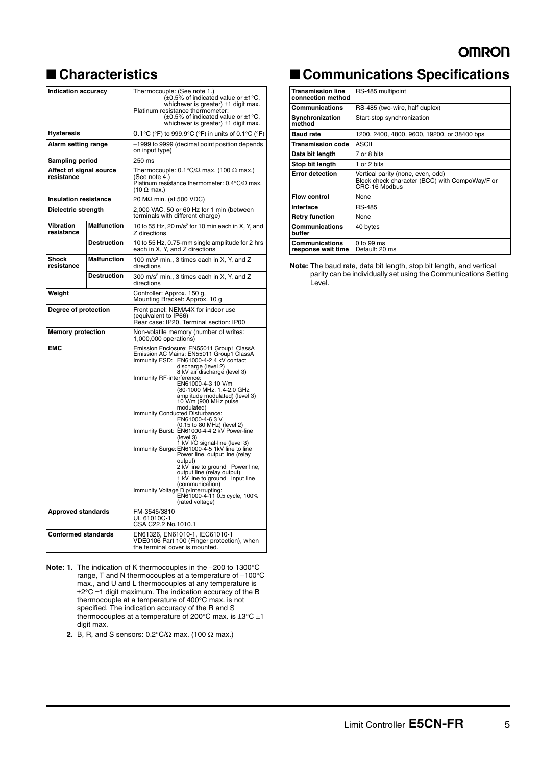## ■ Characteristics

| Indication accuracy | | Thermocouple: (See note 1.) (±0.5% of indicated value or ±1°C, whichever is greater) ±1 digit max. Platinum resistance thermometer: (±0.5% of indicated value or ±1°C, whichever is greater) ±1 digit max. |
|---|---|---|
| Hysteresis | | 0.1°C (°F) to 999.9°C (°F) in units of 0.1°C (°F) |
| Alarm setting range | | −1999 to 9999 (decimal point position depends on input type) |
| Sampling period | | 250 ms |
| Affect of signal source resistance | | Thermocouple: 0.1°C/Ω max. (100 Ω max.) (See note 4.) Platinum resistance thermometer: 0.4°C/Ω max. (10 Ω max.) |
| Insulation resistance | | 20 MΩ min. (at 500 VDC) |
| Dielectric strength | | 2,000 VAC, 50 or 60 Hz for 1 min (between terminals with different charge) |
| Vibration resistance | Malfunction | 10 to 55 Hz, 20 m/s$^2$ for 10 min each in X, Y, and Z directions |
| | Destruction | 10 to 55 Hz, 0.75-mm single amplitude for 2 hrs each in X, Y, and Z directions |
| Shock resistance | Malfunction | 100 m/s$^2$ min., 3 times each in X, Y, and Z directions |
| | Destruction | 300 m/s$^2$ min., 3 times each in X, Y, and Z directions |
| Weight | | Controller: Approx. 150 g, Mounting Bracket: Approx. 10 g |
| Degree of protection | | Front panel: NEMA4X for indoor use (equivalent to IP66) Rear case: IP20, Terminal section: IP00 |
| Memory protection | | Non-volatile memory (number of writes: 1,000,000 operations) |
| EMC | | Emission Enclosure: EN55011 Group1 ClassA Emission AC Mains: EN55011 Group1 ClassA Immunity ESD: EN61000-4-2 4 kV contact discharge (level 2) 8 kV air discharge (level 3) Immunity RF-interference: EN61000-4-3 10 V/m (80-1000 MHz, 1.4-2.0 GHz amplitude modulated) (level 3) 10 V/m (900 MHz pulse modulated) Immunity Conducted Disturbance: EN61000-4-6 3 V (0.15 to 80 MHz) (level 2) Immunity Burst: EN61000-4-4 2 kV Power-line (level 3) 1 kV I/O signal-line (level 3) Immunity Surge: EN61000-4-5 1kV line to line Power line, output line (relay output) 2 kV line to ground Power line, output line (relay output) 1 kV line to ground Input line (communication) Immunity Voltage Dip/Interrupting: EN61000-4-11 0.5 cycle, 100% (rated voltage) |
| Approved standards | | FM-3545/3810 UL 61010C-1 CSA C22.2 No.1010.1 |
| Conformed standards | | EN61326, EN61010-1, IEC61010-1 VDE0106 Part 100 (Finger protection), when the terminal cover is mounted. |

**Note: 1.** The indication of K thermocouples in the −200 to 1300°C range, T and N thermocouples at a temperature of −100°C max., and U and L thermocouples at any temperature is ±2°C ±1 digit maximum. The indication accuracy of the B thermocouple at a temperature of 400°C max. is not specified. The indication accuracy of the R and S thermocouples at a temperature of 200°C max. is ±3°C ±1 digit max.

**2.** B, R, and S sensors: 0.2°C/Ω max. (100 Ω max.)

## ■ Communications Specifications

| Transmission line connection method | RS-485 multipoint |
|---|---|
| Communications | RS-485 (two-wire, half duplex) |
| Synchronization method | Start-stop synchronization |
| Baud rate | 1200, 2400, 4800, 9600, 19200, or 38400 bps |
| Transmission code | ASCII |
| Data bit length | 7 or 8 bits |
| Stop bit length | 1 or 2 bits |
| Error detection | Vertical parity (none, even, odd) Block check character (BCC) with CompoWay/F or CRC-16 Modbus |
| Flow control | None |
| Interface | RS-485 |
| Retry function | None |
| Communications buffer | 40 bytes |
| Communications response wait time | 0 to 99 ms Default: 20 ms |

**Note:** The baud rate, data bit length, stop bit length, and vertical parity can be individually set using the Communications Setting Level.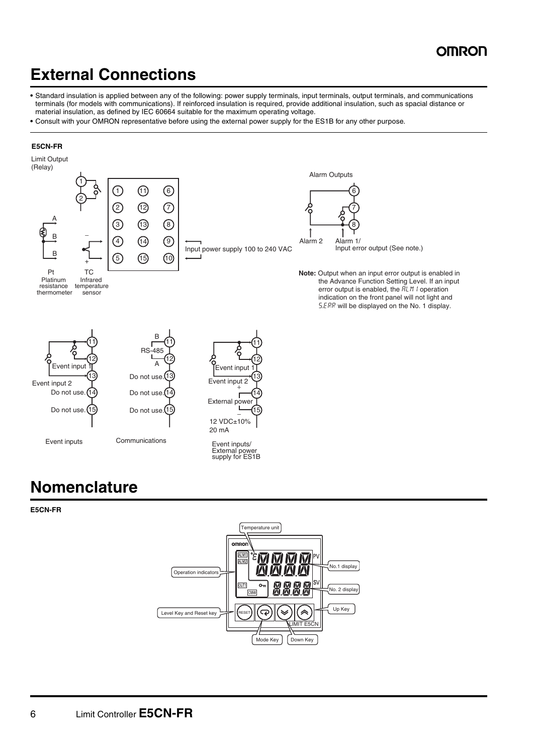# External Connections

- Standard insulation is applied between any of the following: power supply terminals, input terminals, output terminals, and communications terminals (for models with communications). If reinforced insulation is required, provide additional insulation, such as spacial distance or material insulation, as defined by IEC 60664 suitable for the maximum operating voltage.
- Consult with your OMRON representative before using the external power supply for the ES1B for any other purpose.

**E5CN-FR**

Limit Output (Relay)

Alarm Outputs

Input power supply 100 to 240 VAC

Pt Platinum resistance thermometer

TC Infrared temperature sensor

Alarm 2

Alarm 1/ Input error output (See note.)

**Note:** Output when an input error output is enabled in the Advance Function Setting Level. If an input error output is enabled, the ALM1 operation indication on the front panel will not light and S.ERR will be displayed on the No. 1 display.

Event inputs: 11, 12 Event input 1; 13 Event input 2; 14 Do not use.; 15 Do not use.

Communications: 11 B, 12 A (RS-485); 13 Do not use.; 14 Do not use.; 15 Do not use.

Event inputs/ External power supply for ES1B: 11, 12 Event input 1; 13 Event input 2; 14 (+), 15 (−) External power 12 VDC±10% 20 mA

# Nomenclature

**E5CN-FR**

Temperature unit

Operation indicators

No.1 display

No. 2 display

Up Key

Level Key and Reset key

Mode Key

Down Key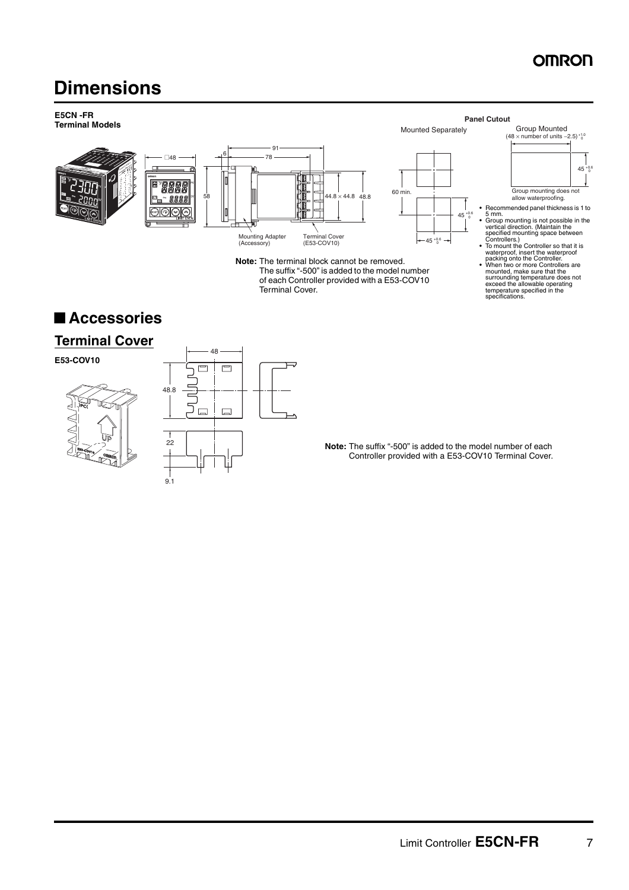# Dimensions

**E5CN -FR**
**Terminal Models**

**Panel Cutout**

Mounted Separately

Group Mounted
(48 × number of units −2.5) $^{+1.0}_{0}$

Group mounting does not allow waterproofing.

- Recommended panel thickness is 1 to 5 mm.
- Group mounting is not possible in the vertical direction. (Maintain the specified mounting space between Controllers.)
- To mount the Controller so that it is waterproof, insert the waterproof packing onto the Controller.
- When two or more Controllers are mounted, make sure that the surrounding temperature does not exceed the allowable operating temperature specified in the specifications.

Mounting Adapter (Accessory)

Terminal Cover (E53-COV10)

**Note:** The terminal block cannot be removed.
The suffix "-500" is added to the model number of each Controller provided with a E53-COV10 Terminal Cover.

## ■ Accessories

### Terminal Cover

**E53-COV10**

**Note:** The suffix "-500" is added to the model number of each Controller provided with a E53-COV10 Terminal Cover.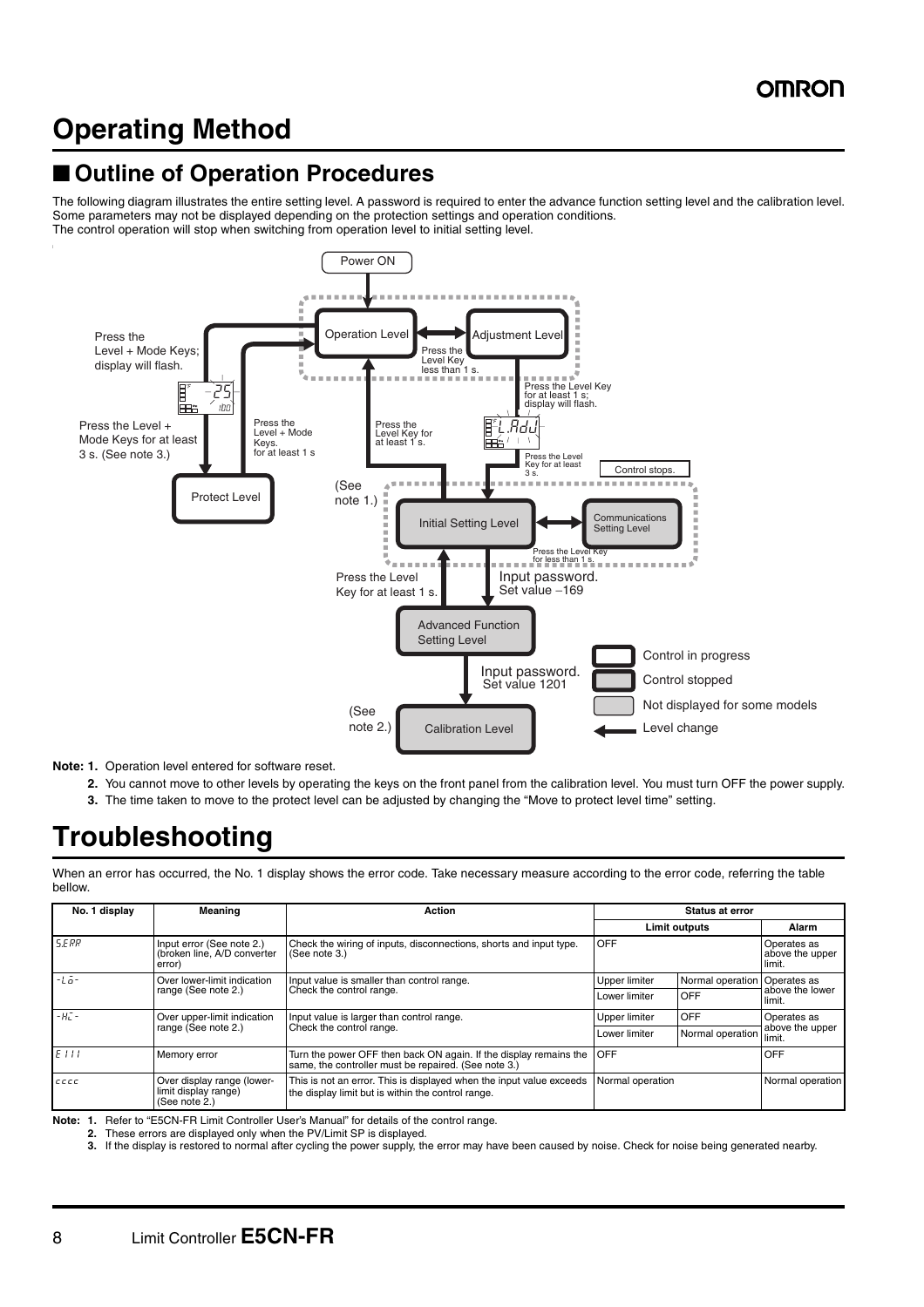# Operating Method

## ■ Outline of Operation Procedures

The following diagram illustrates the entire setting level. A password is required to enter the advance function setting level and the calibration level. Some parameters may not be displayed depending on the protection settings and operation conditions.
The control operation will stop when switching from operation level to initial setting level.

Power ON

Operation Level — Adjustment Level (Press the Level Key less than 1 s.)

Press the Level + Mode Keys; display will flash.

Press the Level + Mode Keys for at least 3 s. (See note 3.)

Press the Level + Mode Keys. for at least 1 s

Protect Level

Press the Level Key for at least 1 s; display will flash.

Press the Level Key for at least 3 s.

Press the Level Key for at least 1 s.

Control stops.

(See note 1.)

Initial Setting Level — Communications Setting Level (Press the Level Key for less than 1 s.)

Press the Level Key for at least 1 s.

Input password. Set value −169

Advanced Function Setting Level

Input password. Set value 1201

(See note 2.)

Calibration Level

Control in progress

Control stopped

Not displayed for some models

Level change

**Note: 1.** Operation level entered for software reset.

**2.** You cannot move to other levels by operating the keys on the front panel from the calibration level. You must turn OFF the power supply.

**3.** The time taken to move to the protect level can be adjusted by changing the "Move to protect level time" setting.

# Troubleshooting

When an error has occurred, the No. 1 display shows the error code. Take necessary measure according to the error code, referring the table bellow.

| No. 1 display | Meaning | Action | Status at error | | |
|---|---|---|---|---|---|
| | | | Limit outputs | | Alarm |
| S.ERR | Input error (See note 2.) (broken line, A/D converter error) | Check the wiring of inputs, disconnections, shorts and input type. (See note 3.) | OFF | | Operates as above the upper limit. |
| -LO- | Over lower-limit indication range (See note 2.) | Input value is smaller than control range. Check the control range. | Upper limiter | Normal operation | Operates as above the lower limit. |
| | | | Lower limiter | OFF | |
| -HI- | Over upper-limit indication range (See note 2.) | Input value is larger than control range. Check the control range. | Upper limiter | OFF | Operates as above the upper limit. |
| | | | Lower limiter | Normal operation | |
| E111 | Memory error | Turn the power OFF then back ON again. If the display remains the same, the controller must be repaired. (See note 3.) | OFF | | OFF |
| cccc | Over display range (lower-limit display range) (See note 2.) | This is not an error. This is displayed when the input value exceeds the display limit but is within the control range. | Normal operation | | Normal operation |

**Note: 1.** Refer to "E5CN-FR Limit Controller User's Manual" for details of the control range.

**2.** These errors are displayed only when the PV/Limit SP is displayed.

**3.** If the display is restored to normal after cycling the power supply, the error may have been caused by noise. Check for noise being generated nearby.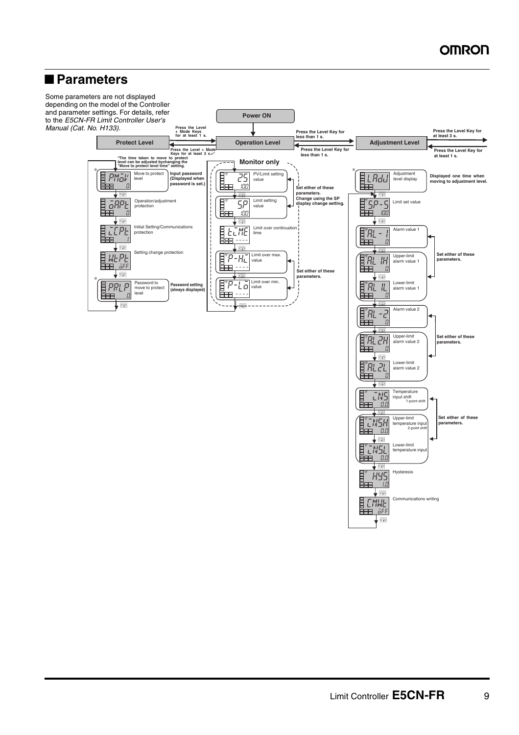## Parameters

Some parameters are not displayed depending on the model of the Controller and parameter settings. For details, refer to the *E5CN-FR Limit Controller User's Manual (Cat. No. H133).*

**Power ON**

**Protect Level**

Press the Level + Mode Keys for at least 1 s. (Operation Level → Protect Level)

Press the Level + Mode Keys for at least 3 s.* (Protect Level → Operation Level)

*The time taken to move to protect level can be adjusted by changing the "Move to protect level time" setting.

| Display | Parameter | Note |
|---|---|---|
| PMOV (0) * | Move to protect level | Input password (Displayed when password is set.) |
| OAPT (0) | Operation/adjustment protection | |
| ICPT (1) | Initial Setting/Communications protection | |
| WTPT (OFF) | Setting change protection | |
| PRLP (0) * | Password to move to protect level | Password setting (always displayed) |

**Operation Level**

Press the Level Key for less than 1 s. (Operation Level → Adjustment Level)

Press the Level Key for less than 1 s. (Adjustment Level → Operation Level)

**Monitor only**

| Display | Parameter | Note |
|---|---|---|
| 25 / 100 | PV/Limit setting value | Set either of these parameters. Change using the SP display change setting. |
| SP / 100 | Limit setting value | |
| TIME / ---- | Limit over continuation time | |
| P-HI / ---- | Limit over max. value | Set either of these parameters. |
| P-LO / ---- | Limit over min. value | |

**Adjustment Level**

Press the Level Key for at least 3 s. (to next level)

Press the Level Key for at least 1 s. (return)

| Display | Parameter | Note |
|---|---|---|
| LADJ * | Adjustment level display | Displayed one time when moving to adjustment level. |
| SP-S (100) | Limit set value | |
| AL-1 (0) | Alarm value 1 | Set either of these parameters. |
| AL1H (0) | Upper-limit alarm value 1 | |
| AL1L (0) | Lower-limit alarm value 1 | |
| AL-2 (0) | Alarm value 2 | Set either of these parameters. |
| AL2H (0) | Upper-limit alarm value 2 | |
| AL2L (0) | Lower-limit alarm value 2 | |
| INS (0.0) | Temperature input shift (1-point shift) | Set either of these parameters. |
| INSH (0.0) | Upper-limit temperature input (2-point shift) | |
| INSL (0.0) | Lower-limit temperature input | |
| HYS (1.0) | Hysteresis | |
| CMWT (OFF) | Communications writing | |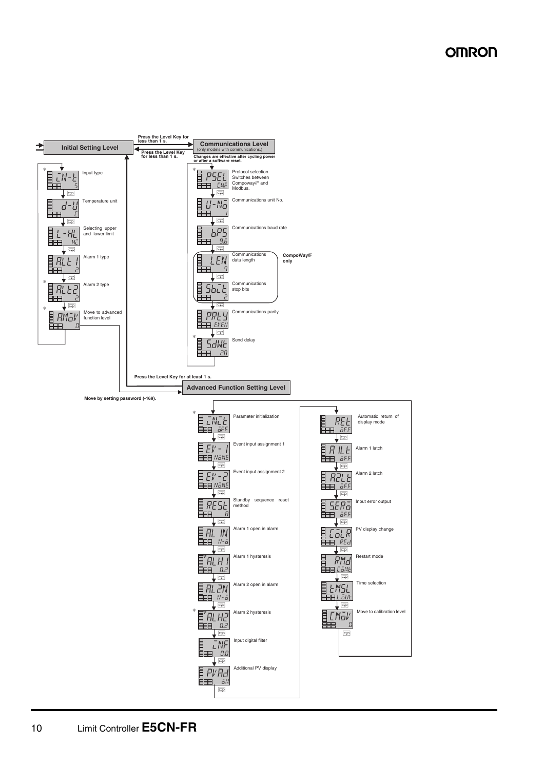**Initial Setting Level**

Press the Level Key for less than 1 s.

**Communications Level** (only models with communications.)

Press the Level Key for less than 1 s.

Changes are effective after cycling power or after a software reset.

| Display | Setting | Description |
|---|---|---|
| * in-t | 5 | Input type |
| d-u | C | Temperature unit |
| L-HL | HC | Selecting upper and lower limit |
| ALt1 | 2 | Alarm 1 type |
| * ALt2 | 2 | Alarm 2 type |
| * AMoV | 0 | Move to advanced function level |

| Display | Setting | Description |
|---|---|---|
| * PSEL | CWF | Protocol selection Switches between Compoway/F and Modbus. |
| U-No | 1 | Communications unit No. |
| bPS | 9.6 | Communications baud rate |
| LEN | 7 | Communications data length (CompoWay/F only) |
| SbiT | 2 | Communications stop bits (CompoWay/F only) |
| PRTY | EVEN | Communications parity |
| * SdWT | 20 | Send delay |

Press the Level Key for at least 1 s.

**Advanced Function Setting Level**

Move by setting password (-169).

| Display | Setting | Description |
|---|---|---|
| * iNiT | oFF | Parameter initialization |
| EV-1 | NoNE | Event input assignment 1 |
| EV-2 | NoNE | Event input assignment 2 |
| REST | A | Standby sequence reset method |
| AL1N | N-o | Alarm 1 open in alarm |
| ALH1 | 0.2 | Alarm 1 hysteresis |
| AL2N | N-o | Alarm 2 open in alarm |
| * ALH2 | 0.2 | Alarm 2 hysteresis |
| iNF | 0.0 | Input digital filter |
| PVAd | oN | Additional PV display |
| RET | oFF | Automatic return of display mode |
| A1LT | oFF | Alarm 1 latch |
| A2LT | oFF | Alarm 2 latch |
| SERo | oFF | Input error output |
| CoLR | REd | PV display change |
| RMd | CoNT | Restart mode |
| TMSL | LoUT | Time selection |
| CMoV | 0 | Move to calibration level |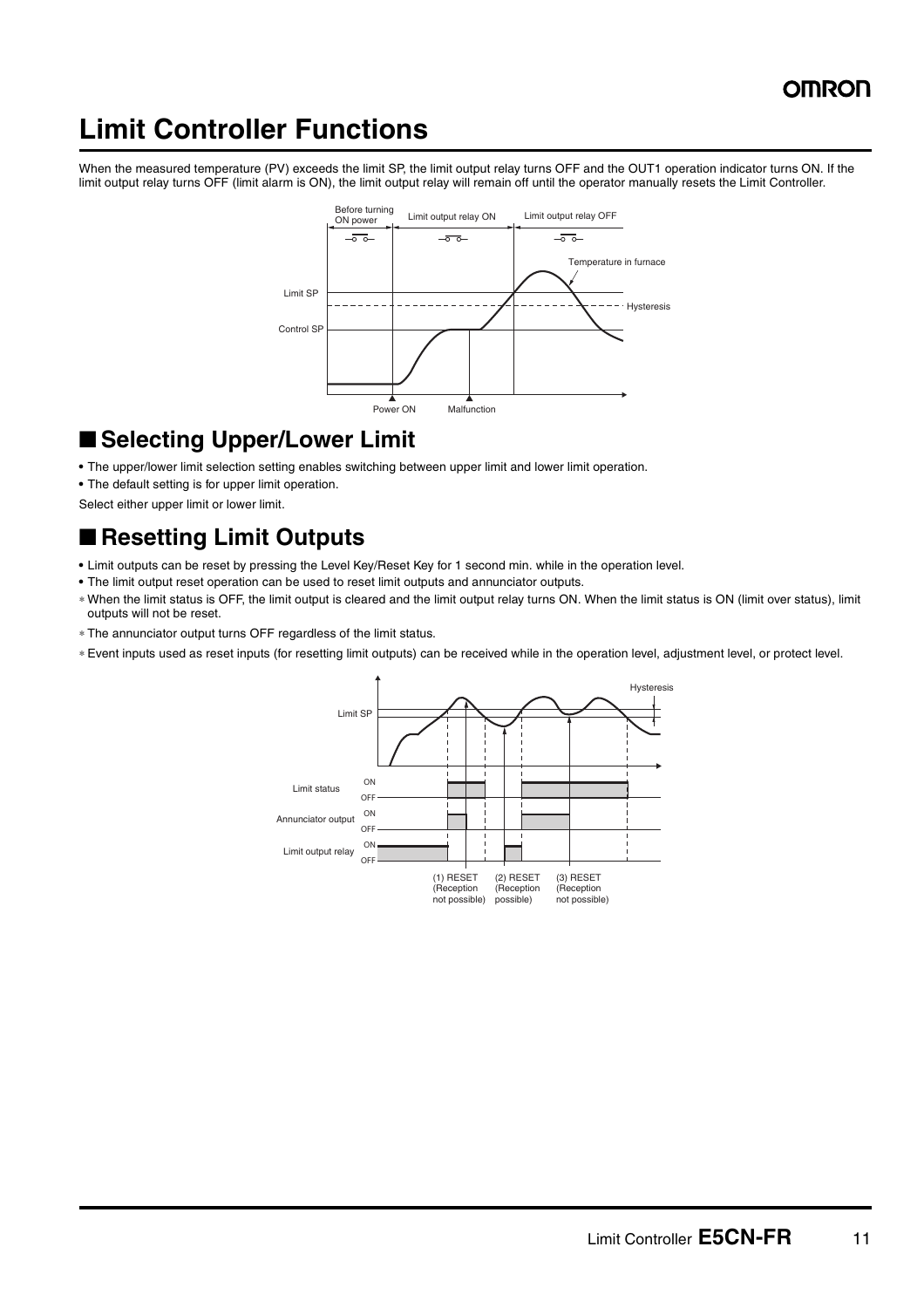# Limit Controller Functions

When the measured temperature (PV) exceeds the limit SP, the limit output relay turns OFF and the OUT1 operation indicator turns ON. If the limit output relay turns OFF (limit alarm is ON), the limit output relay will remain off until the operator manually resets the Limit Controller.

## ■ Selecting Upper/Lower Limit

- The upper/lower limit selection setting enables switching between upper limit and lower limit operation.
- The default setting is for upper limit operation.

Select either upper limit or lower limit.

## ■ Resetting Limit Outputs

- Limit outputs can be reset by pressing the Level Key/Reset Key for 1 second min. while in the operation level.
- The limit output reset operation can be used to reset limit outputs and annunciator outputs.

* When the limit status is OFF, the limit output is cleared and the limit output relay turns ON. When the limit status is ON (limit over status), limit outputs will not be reset.
* The annunciator output turns OFF regardless of the limit status.
* Event inputs used as reset inputs (for resetting limit outputs) can be received while in the operation level, adjustment level, or protect level.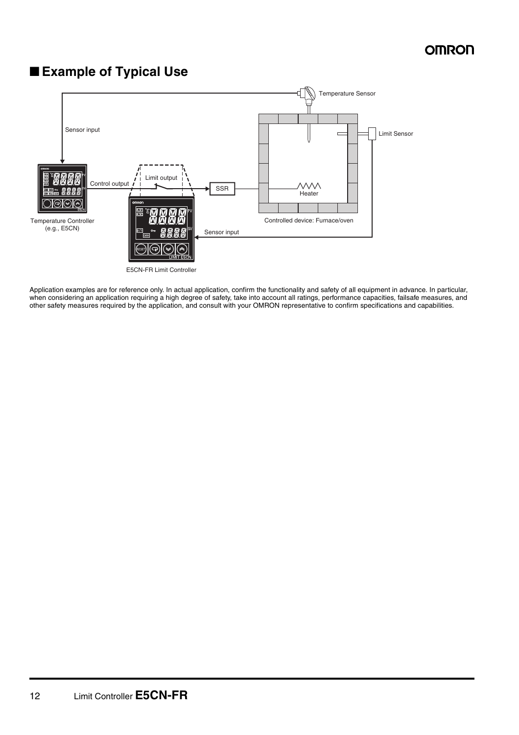## ■ Example of Typical Use

Temperature Sensor

Sensor input

Limit Sensor

Control output

Limit output

SSR

Heater

Temperature Controller (e.g., E5CN)

Controlled device: Furnace/oven

Sensor input

E5CN-FR Limit Controller

Application examples are for reference only. In actual application, confirm the functionality and safety of all equipment in advance. In particular, when considering an application requiring a high degree of safety, take into account all ratings, performance capacities, failsafe measures, and other safety measures required by the application, and consult with your OMRON representative to confirm specifications and capabilities.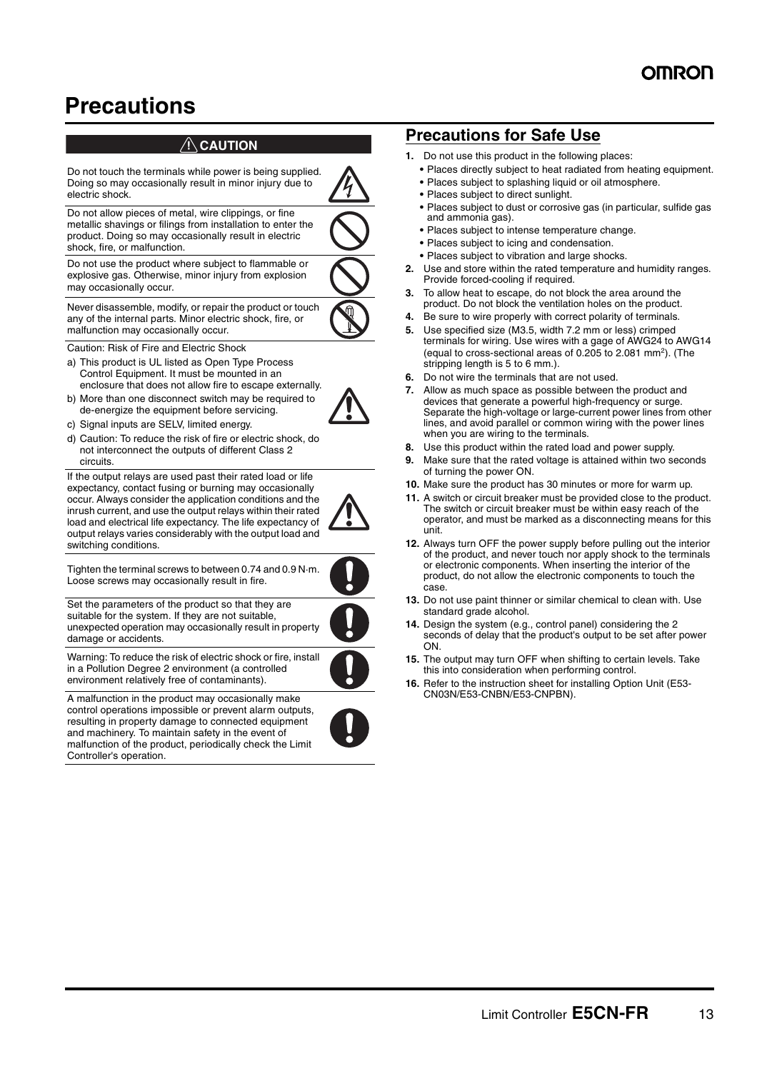# Precautions

## ⚠ CAUTION

Do not touch the terminals while power is being supplied. Doing so may occasionally result in minor injury due to electric shock.

Do not allow pieces of metal, wire clippings, or fine metallic shavings or filings from installation to enter the product. Doing so may occasionally result in electric shock, fire, or malfunction.

Do not use the product where subject to flammable or explosive gas. Otherwise, minor injury from explosion may occasionally occur.

Never disassemble, modify, or repair the product or touch any of the internal parts. Minor electric shock, fire, or malfunction may occasionally occur.

Caution: Risk of Fire and Electric Shock

a) This product is UL listed as Open Type Process Control Equipment. It must be mounted in an enclosure that does not allow fire to escape externally.
b) More than one disconnect switch may be required to de-energize the equipment before servicing.
c) Signal inputs are SELV, limited energy.
d) Caution: To reduce the risk of fire or electric shock, do not interconnect the outputs of different Class 2 circuits.

If the output relays are used past their rated load or life expectancy, contact fusing or burning may occasionally occur. Always consider the application conditions and the inrush current, and use the output relays within their rated load and electrical life expectancy. The life expectancy of output relays varies considerably with the output load and switching conditions.

Tighten the terminal screws to between 0.74 and 0.9 N·m. Loose screws may occasionally result in fire.

Set the parameters of the product so that they are suitable for the system. If they are not suitable, unexpected operation may occasionally result in property damage or accidents.

Warning: To reduce the risk of electric shock or fire, install in a Pollution Degree 2 environment (a controlled environment relatively free of contaminants).

A malfunction in the product may occasionally make control operations impossible or prevent alarm outputs, resulting in property damage to connected equipment and machinery. To maintain safety in the event of malfunction of the product, periodically check the Limit Controller's operation.

## Precautions for Safe Use

1. Do not use this product in the following places:
   - Places directly subject to heat radiated from heating equipment.
   - Places subject to splashing liquid or oil atmosphere.
   - Places subject to direct sunlight.
   - Places subject to dust or corrosive gas (in particular, sulfide gas and ammonia gas).
   - Places subject to intense temperature change.
   - Places subject to icing and condensation.
   - Places subject to vibration and large shocks.
2. Use and store within the rated temperature and humidity ranges. Provide forced-cooling if required.
3. To allow heat to escape, do not block the area around the product. Do not block the ventilation holes on the product.
4. Be sure to wire properly with correct polarity of terminals.
5. Use specified size (M3.5, width 7.2 mm or less) crimped terminals for wiring. Use wires with a gage of AWG24 to AWG14 (equal to cross-sectional areas of 0.205 to 2.081 mm$^2$). (The stripping length is 5 to 6 mm.).
6. Do not wire the terminals that are not used.
7. Allow as much space as possible between the product and devices that generate a powerful high-frequency or surge. Separate the high-voltage or large-current power lines from other lines, and avoid parallel or common wiring with the power lines when you are wiring to the terminals.
8. Use this product within the rated load and power supply.
9. Make sure that the rated voltage is attained within two seconds of turning the power ON.
10. Make sure the product has 30 minutes or more for warm up.
11. A switch or circuit breaker must be provided close to the product. The switch or circuit breaker must be within easy reach of the operator, and must be marked as a disconnecting means for this unit.
12. Always turn OFF the power supply before pulling out the interior of the product, and never touch nor apply shock to the terminals or electronic components. When inserting the interior of the product, do not allow the electronic components to touch the case.
13. Do not use paint thinner or similar chemical to clean with. Use standard grade alcohol.
14. Design the system (e.g., control panel) considering the 2 seconds of delay that the product's output to be set after power ON.
15. The output may turn OFF when shifting to certain levels. Take this into consideration when performing control.
16. Refer to the instruction sheet for installing Option Unit (E53-CN03N/E53-CNBN/E53-CNPBN).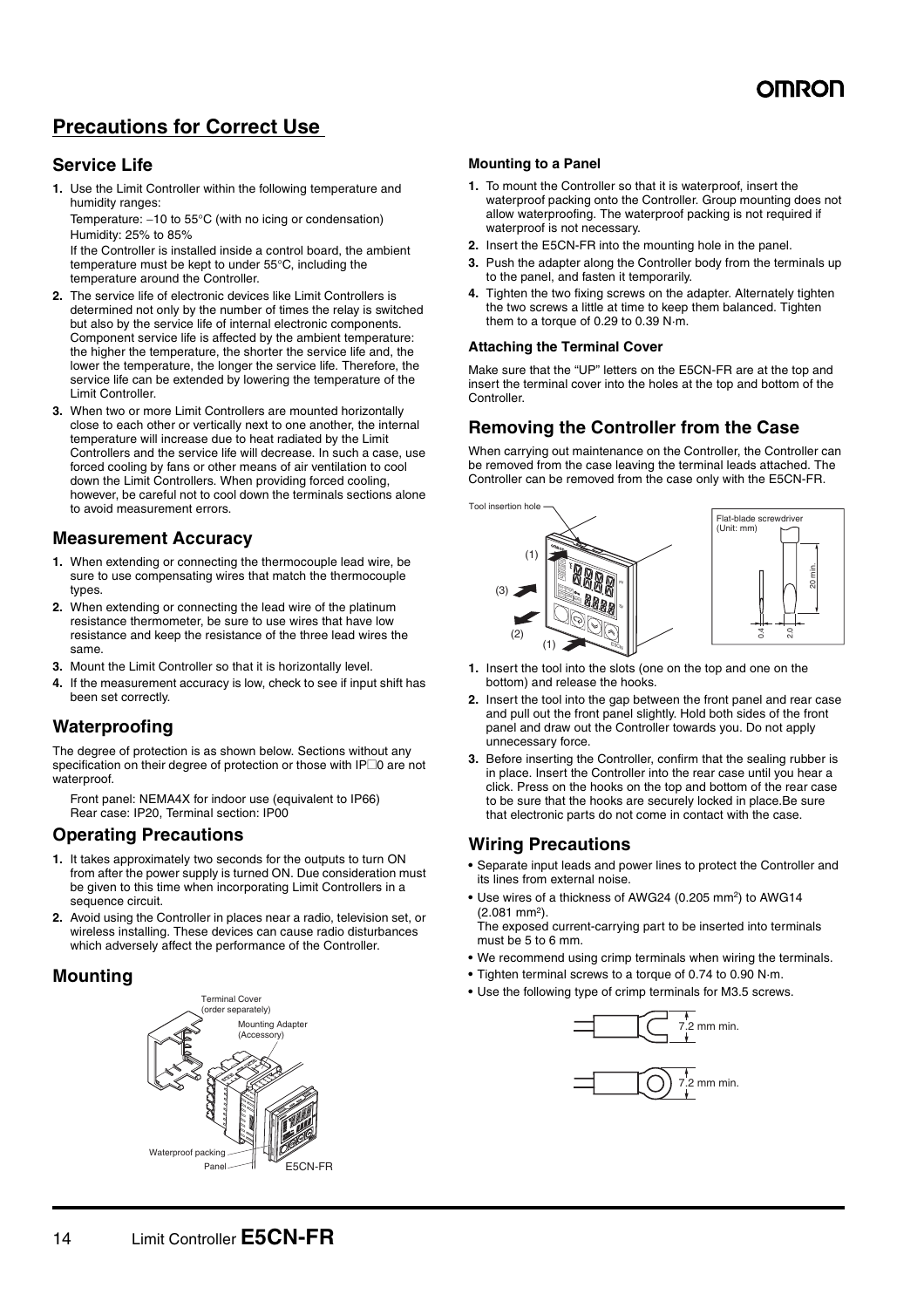## Precautions for Correct Use

### Service Life

1. Use the Limit Controller within the following temperature and humidity ranges:

   Temperature: −10 to 55°C (with no icing or condensation)

   Humidity: 25% to 85%

   If the Controller is installed inside a control board, the ambient temperature must be kept to under 55°C, including the temperature around the Controller.
2. The service life of electronic devices like Limit Controllers is determined not only by the number of times the relay is switched but also by the service life of internal electronic components. Component service life is affected by the ambient temperature: the higher the temperature, the shorter the service life and, the lower the temperature, the longer the service life. Therefore, the service life can be extended by lowering the temperature of the Limit Controller.
3. When two or more Limit Controllers are mounted horizontally close to each other or vertically next to one another, the internal temperature will increase due to heat radiated by the Limit Controllers and the service life will decrease. In such a case, use forced cooling by fans or other means of air ventilation to cool down the Limit Controllers. When providing forced cooling, however, be careful not to cool down the terminals sections alone to avoid measurement errors.

### Measurement Accuracy

1. When extending or connecting the thermocouple lead wire, be sure to use compensating wires that match the thermocouple types.
2. When extending or connecting the lead wire of the platinum resistance thermometer, be sure to use wires that have low resistance and keep the resistance of the three lead wires the same.
3. Mount the Limit Controller so that it is horizontally level.
4. If the measurement accuracy is low, check to see if input shift has been set correctly.

### Waterproofing

The degree of protection is as shown below. Sections without any specification on their degree of protection or those with IP□0 are not waterproof.

Front panel: NEMA4X for indoor use (equivalent to IP66)
Rear case: IP20, Terminal section: IP00

### Operating Precautions

1. It takes approximately two seconds for the outputs to turn ON from after the power supply is turned ON. Due consideration must be given to this time when incorporating Limit Controllers in a sequence circuit.
2. Avoid using the Controller in places near a radio, television set, or wireless installing. These devices can cause radio disturbances which adversely affect the performance of the Controller.

### Mounting

Terminal Cover (order separately)
Mounting Adapter (Accessory)
Waterproof packing
Panel
E5CN-FR

#### Mounting to a Panel

1. To mount the Controller so that it is waterproof, insert the waterproof packing onto the Controller. Group mounting does not allow waterproofing. The waterproof packing is not required if waterproof is not necessary.
2. Insert the E5CN-FR into the mounting hole in the panel.
3. Push the adapter along the Controller body from the terminals up to the panel, and fasten it temporarily.
4. Tighten the two fixing screws on the adapter. Alternately tighten the two screws a little at time to keep them balanced. Tighten them to a torque of 0.29 to 0.39 N·m.

#### Attaching the Terminal Cover

Make sure that the "UP" letters on the E5CN-FR are at the top and insert the terminal cover into the holes at the top and bottom of the Controller.

### Removing the Controller from the Case

When carrying out maintenance on the Controller, the Controller can be removed from the case leaving the terminal leads attached. The Controller can be removed from the case only with the E5CN-FR.

Tool insertion hole

Flat-blade screwdriver (Unit: mm)
0.4, 2.0, 20 min.

1. Insert the tool into the slots (one on the top and one on the bottom) and release the hooks.
2. Insert the tool into the gap between the front panel and rear case and pull out the front panel slightly. Hold both sides of the front panel and draw out the Controller towards you. Do not apply unnecessary force.
3. Before inserting the Controller, confirm that the sealing rubber is in place. Insert the Controller into the rear case until you hear a click. Press on the hooks on the top and bottom of the rear case to be sure that the hooks are securely locked in place.Be sure that electronic parts do not come in contact with the case.

### Wiring Precautions

- Separate input leads and power lines to protect the Controller and its lines from external noise.
- Use wires of a thickness of AWG24 (0.205 mm$^2$) to AWG14 (2.081 mm$^2$).
  The exposed current-carrying part to be inserted into terminals must be 5 to 6 mm.
- We recommend using crimp terminals when wiring the terminals.
- Tighten terminal screws to a torque of 0.74 to 0.90 N·m.
- Use the following type of crimp terminals for M3.5 screws.

7.2 mm min.

7.2 mm min.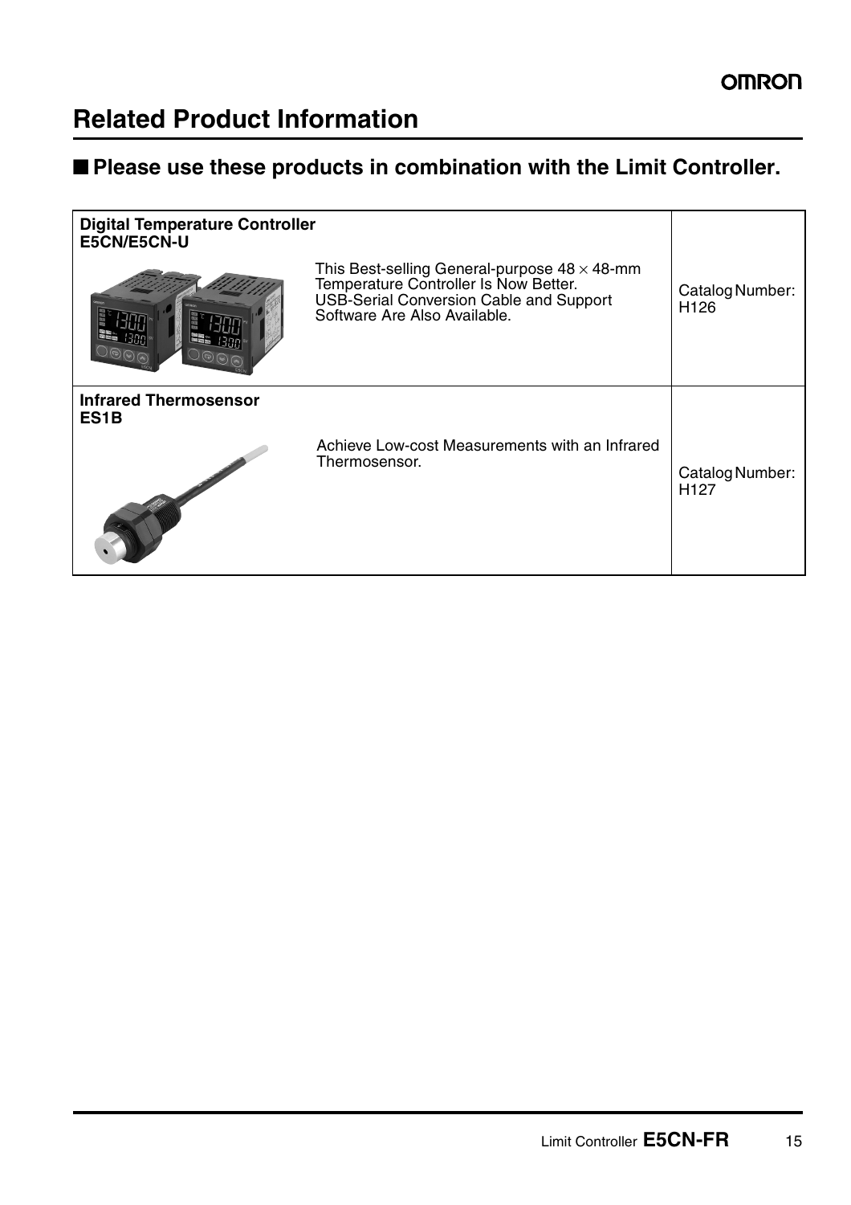# Related Product Information

## ■ Please use these products in combination with the Limit Controller.

| Product | Description | Catalog |
|---|---|---|
| **Digital Temperature Controller E5CN/E5CN-U** | This Best-selling General-purpose 48 × 48-mm Temperature Controller Is Now Better. USB-Serial Conversion Cable and Support Software Are Also Available. | Catalog Number: H126 |
| **Infrared Thermosensor ES1B** | Achieve Low-cost Measurements with an Infrared Thermosensor. | Catalog Number: H127 |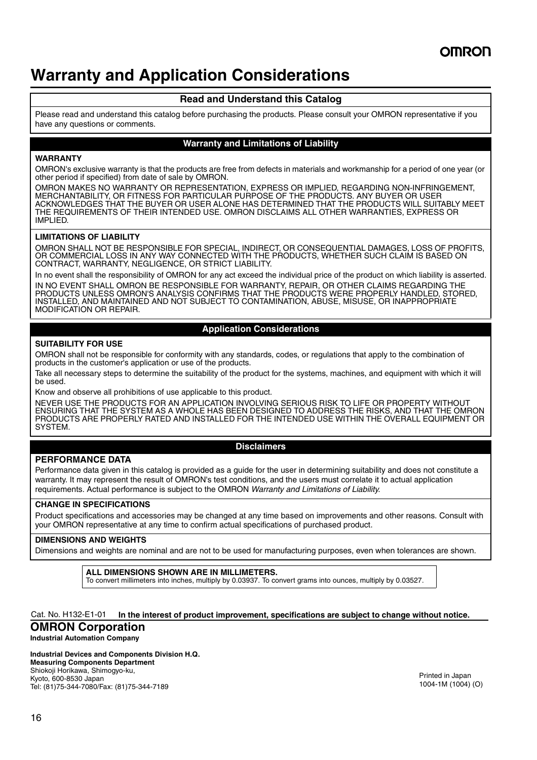# Warranty and Application Considerations

## Read and Understand this Catalog

Please read and understand this catalog before purchasing the products. Please consult your OMRON representative if you have any questions or comments.

## Warranty and Limitations of Liability

**WARRANTY**

OMRON's exclusive warranty is that the products are free from defects in materials and workmanship for a period of one year (or other period if specified) from date of sale by OMRON.

OMRON MAKES NO WARRANTY OR REPRESENTATION, EXPRESS OR IMPLIED, REGARDING NON-INFRINGEMENT, MERCHANTABILITY, OR FITNESS FOR PARTICULAR PURPOSE OF THE PRODUCTS. ANY BUYER OR USER ACKNOWLEDGES THAT THE BUYER OR USER ALONE HAS DETERMINED THAT THE PRODUCTS WILL SUITABLY MEET THE REQUIREMENTS OF THEIR INTENDED USE. OMRON DISCLAIMS ALL OTHER WARRANTIES, EXPRESS OR IMPLIED.

**LIMITATIONS OF LIABILITY**

OMRON SHALL NOT BE RESPONSIBLE FOR SPECIAL, INDIRECT, OR CONSEQUENTIAL DAMAGES, LOSS OF PROFITS, OR COMMERCIAL LOSS IN ANY WAY CONNECTED WITH THE PRODUCTS, WHETHER SUCH CLAIM IS BASED ON CONTRACT, WARRANTY, NEGLIGENCE, OR STRICT LIABILITY.

In no event shall the responsibility of OMRON for any act exceed the individual price of the product on which liability is asserted.

IN NO EVENT SHALL OMRON BE RESPONSIBLE FOR WARRANTY, REPAIR, OR OTHER CLAIMS REGARDING THE PRODUCTS UNLESS OMRON'S ANALYSIS CONFIRMS THAT THE PRODUCTS WERE PROPERLY HANDLED, STORED, INSTALLED, AND MAINTAINED AND NOT SUBJECT TO CONTAMINATION, ABUSE, MISUSE, OR INAPPROPRIATE MODIFICATION OR REPAIR.

## Application Considerations

**SUITABILITY FOR USE**

OMRON shall not be responsible for conformity with any standards, codes, or regulations that apply to the combination of products in the customer's application or use of the products.

Take all necessary steps to determine the suitability of the product for the systems, machines, and equipment with which it will be used.

Know and observe all prohibitions of use applicable to this product.

NEVER USE THE PRODUCTS FOR AN APPLICATION INVOLVING SERIOUS RISK TO LIFE OR PROPERTY WITHOUT ENSURING THAT THE SYSTEM AS A WHOLE HAS BEEN DESIGNED TO ADDRESS THE RISKS, AND THAT THE OMRON PRODUCTS ARE PROPERLY RATED AND INSTALLED FOR THE INTENDED USE WITHIN THE OVERALL EQUIPMENT OR SYSTEM.

## Disclaimers

**PERFORMANCE DATA**

Performance data given in this catalog is provided as a guide for the user in determining suitability and does not constitute a warranty. It may represent the result of OMRON's test conditions, and the users must correlate it to actual application requirements. Actual performance is subject to the OMRON *Warranty and Limitations of Liability.*

**CHANGE IN SPECIFICATIONS**

Product specifications and accessories may be changed at any time based on improvements and other reasons. Consult with your OMRON representative at any time to confirm actual specifications of purchased product.

**DIMENSIONS AND WEIGHTS**

Dimensions and weights are nominal and are not to be used for manufacturing purposes, even when tolerances are shown.

**ALL DIMENSIONS SHOWN ARE IN MILLIMETERS.**
To convert millimeters into inches, multiply by 0.03937. To convert grams into ounces, multiply by 0.03527.

Cat. No. H132-E1-01 **In the interest of product improvement, specifications are subject to change without notice.**

**OMRON Corporation**
**Industrial Automation Company**

**Industrial Devices and Components Division H.Q.**
**Measuring Components Department**
Shiokoji Horikawa, Shimogyo-ku,
Kyoto, 600-8530 Japan
Tel: (81)75-344-7080/Fax: (81)75-344-7189

Printed in Japan
1004-1M (1004) (O)